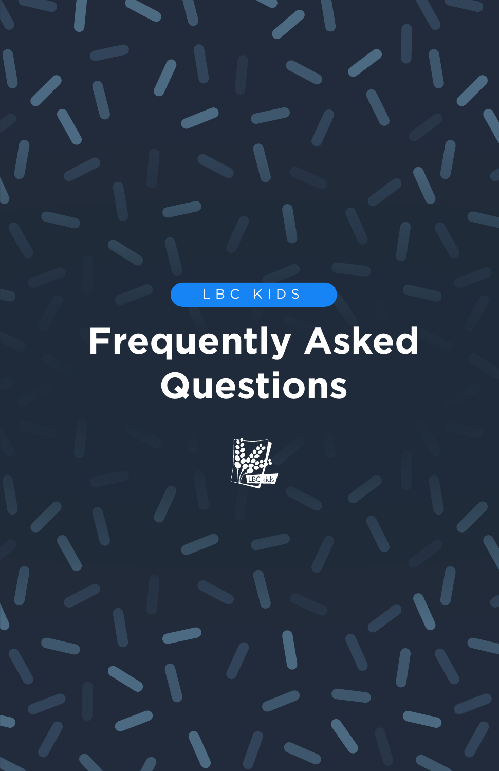LBC KIDS

# Frequently Asked Questions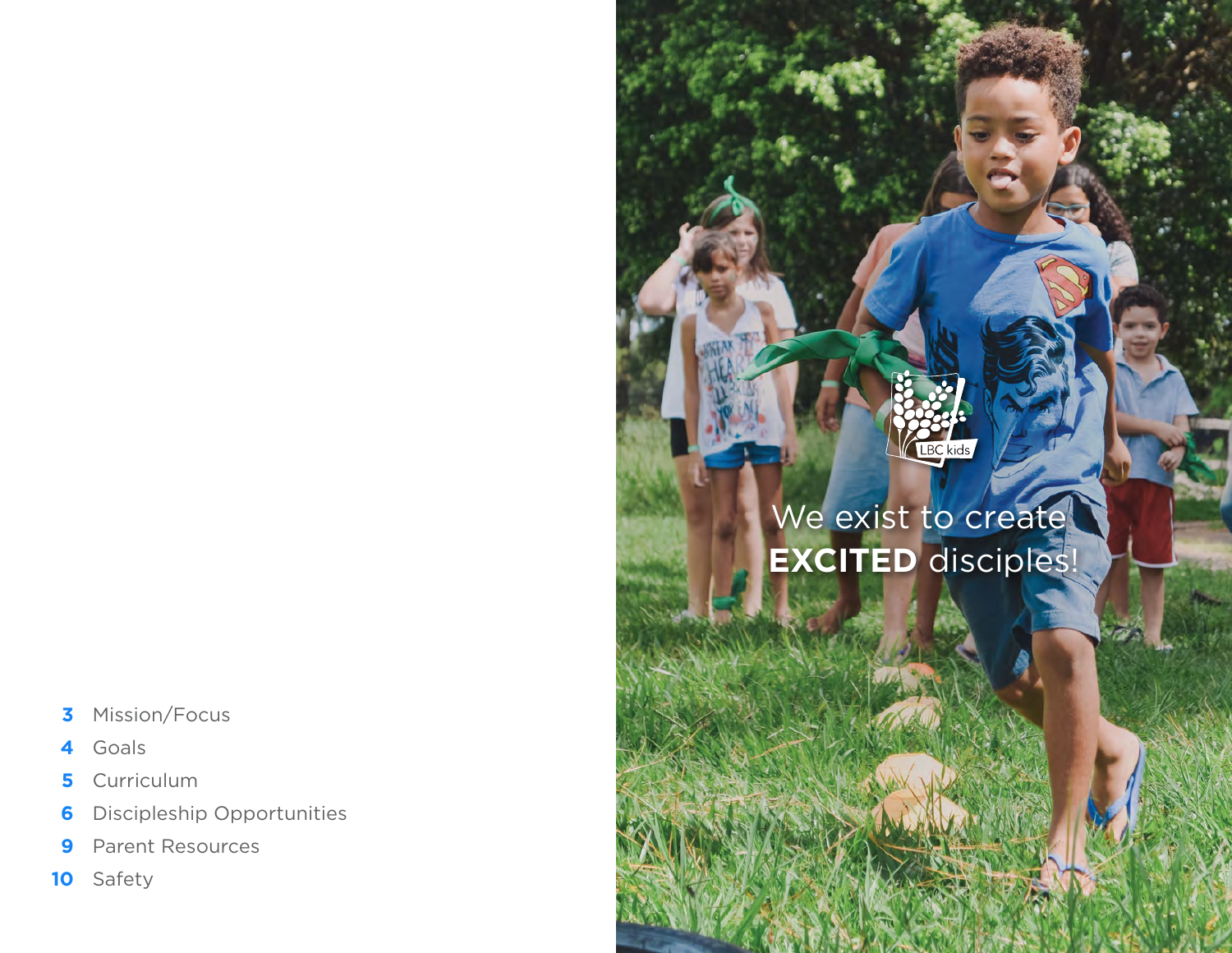- **3** Mission/Focus
- **4** Goals
- **5** Curriculum
- **6** Discipleship Opportunities
- **9** Parent Resources
- **10** Safety

LBC kids

We exist to create **EXCITED** disciples!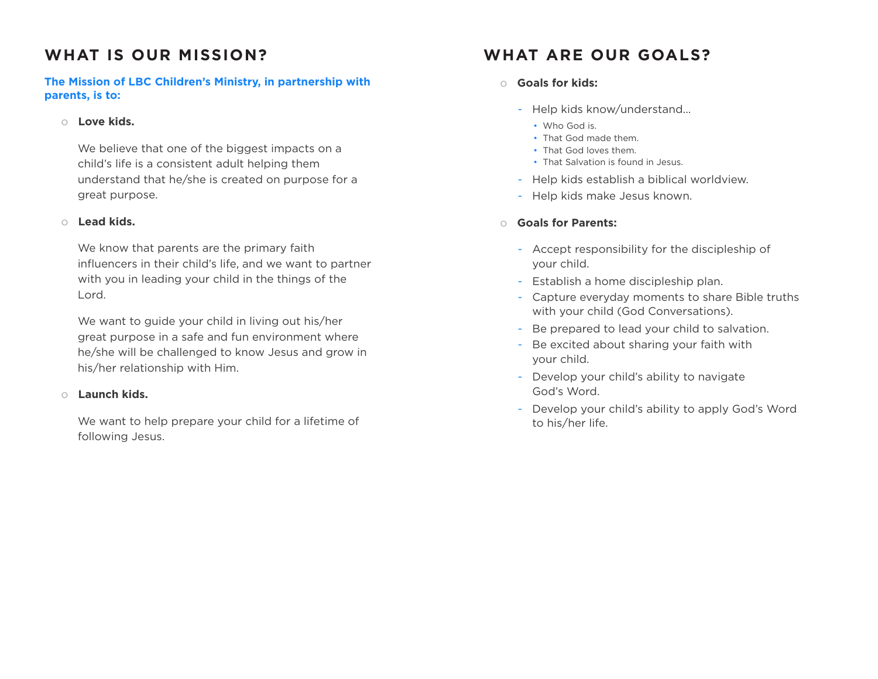## WHAT IS OUR MISSION?

**The Mission of LBC Children's Ministry, in partnership with parents, is to:**

- **Love kids.**

  We believe that one of the biggest impacts on a child's life is a consistent adult helping them understand that he/she is created on purpose for a great purpose.

- **Lead kids.**

  We know that parents are the primary faith influencers in their child's life, and we want to partner with you in leading your child in the things of the Lord.

  We want to guide your child in living out his/her great purpose in a safe and fun environment where he/she will be challenged to know Jesus and grow in his/her relationship with Him.

- **Launch kids.**

  We want to help prepare your child for a lifetime of following Jesus.

## WHAT ARE OUR GOALS?

- **Goals for kids:**
  - Help kids know/understand...
    - Who God is.
    - That God made them.
    - That God loves them.
    - That Salvation is found in Jesus.
  - Help kids establish a biblical worldview.
  - Help kids make Jesus known.

- **Goals for Parents:**
  - Accept responsibility for the discipleship of your child.
  - Establish a home discipleship plan.
  - Capture everyday moments to share Bible truths with your child (God Conversations).
  - Be prepared to lead your child to salvation.
  - Be excited about sharing your faith with your child.
  - Develop your child's ability to navigate God's Word.
  - Develop your child's ability to apply God's Word to his/her life.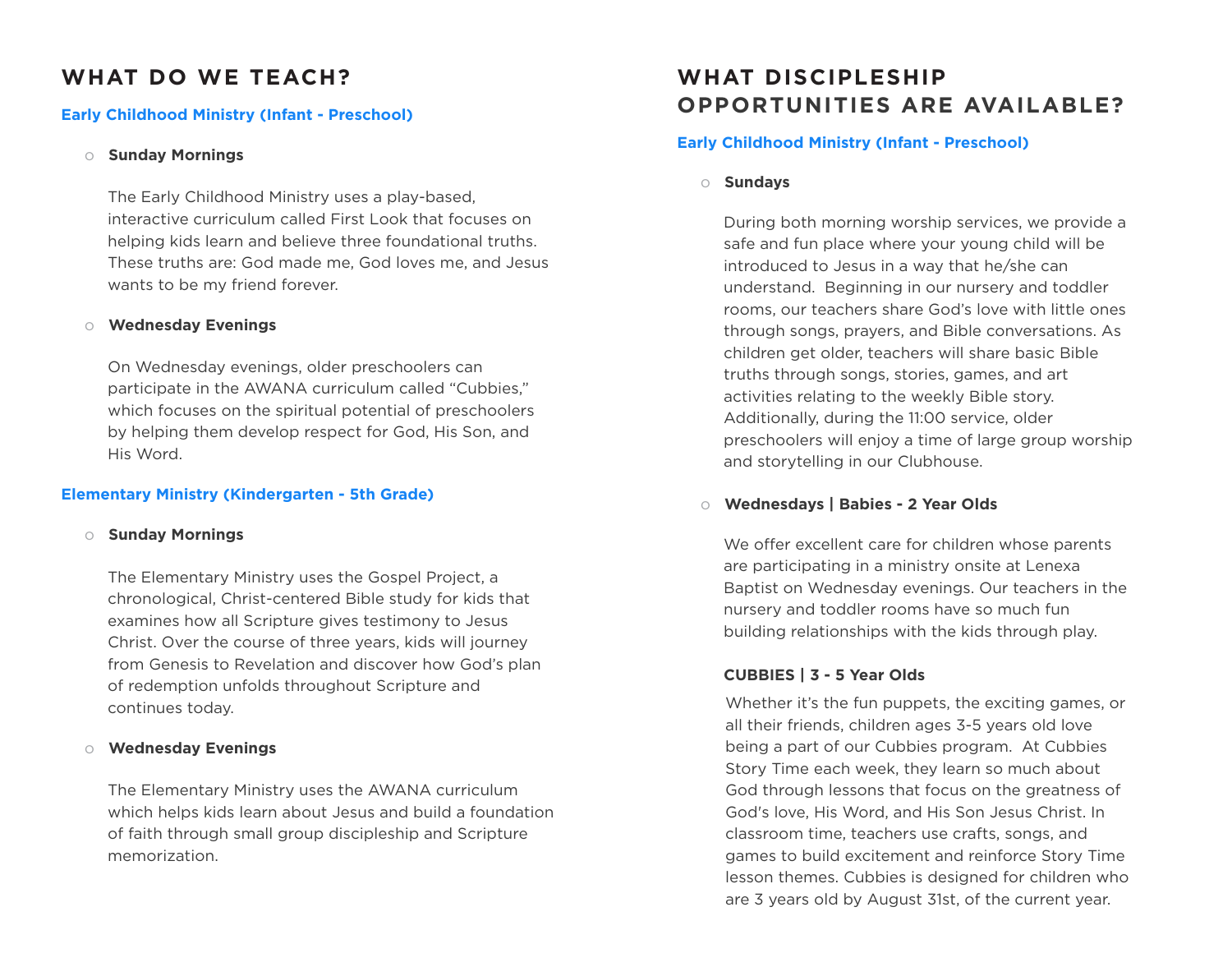## WHAT DO WE TEACH?

### Early Childhood Ministry (Infant - Preschool)

- **Sunday Mornings**

  The Early Childhood Ministry uses a play-based, interactive curriculum called First Look that focuses on helping kids learn and believe three foundational truths. These truths are: God made me, God loves me, and Jesus wants to be my friend forever.

- **Wednesday Evenings**

  On Wednesday evenings, older preschoolers can participate in the AWANA curriculum called "Cubbies," which focuses on the spiritual potential of preschoolers by helping them develop respect for God, His Son, and His Word.

### Elementary Ministry (Kindergarten - 5th Grade)

- **Sunday Mornings**

  The Elementary Ministry uses the Gospel Project, a chronological, Christ-centered Bible study for kids that examines how all Scripture gives testimony to Jesus Christ. Over the course of three years, kids will journey from Genesis to Revelation and discover how God's plan of redemption unfolds throughout Scripture and continues today.

- **Wednesday Evenings**

  The Elementary Ministry uses the AWANA curriculum which helps kids learn about Jesus and build a foundation of faith through small group discipleship and Scripture memorization.

## WHAT DISCIPLESHIP OPPORTUNITIES ARE AVAILABLE?

### Early Childhood Ministry (Infant - Preschool)

- **Sundays**

  During both morning worship services, we provide a safe and fun place where your young child will be introduced to Jesus in a way that he/she can understand. Beginning in our nursery and toddler rooms, our teachers share God's love with little ones through songs, prayers, and Bible conversations. As children get older, teachers will share basic Bible truths through songs, stories, games, and art activities relating to the weekly Bible story. Additionally, during the 11:00 service, older preschoolers will enjoy a time of large group worship and storytelling in our Clubhouse.

- **Wednesdays | Babies - 2 Year Olds**

  We offer excellent care for children whose parents are participating in a ministry onsite at Lenexa Baptist on Wednesday evenings. Our teachers in the nursery and toddler rooms have so much fun building relationships with the kids through play.

  **CUBBIES | 3 - 5 Year Olds**

  Whether it's the fun puppets, the exciting games, or all their friends, children ages 3-5 years old love being a part of our Cubbies program. At Cubbies Story Time each week, they learn so much about God through lessons that focus on the greatness of God's love, His Word, and His Son Jesus Christ. In classroom time, teachers use crafts, songs, and games to build excitement and reinforce Story Time lesson themes. Cubbies is designed for children who are 3 years old by August 31st, of the current year.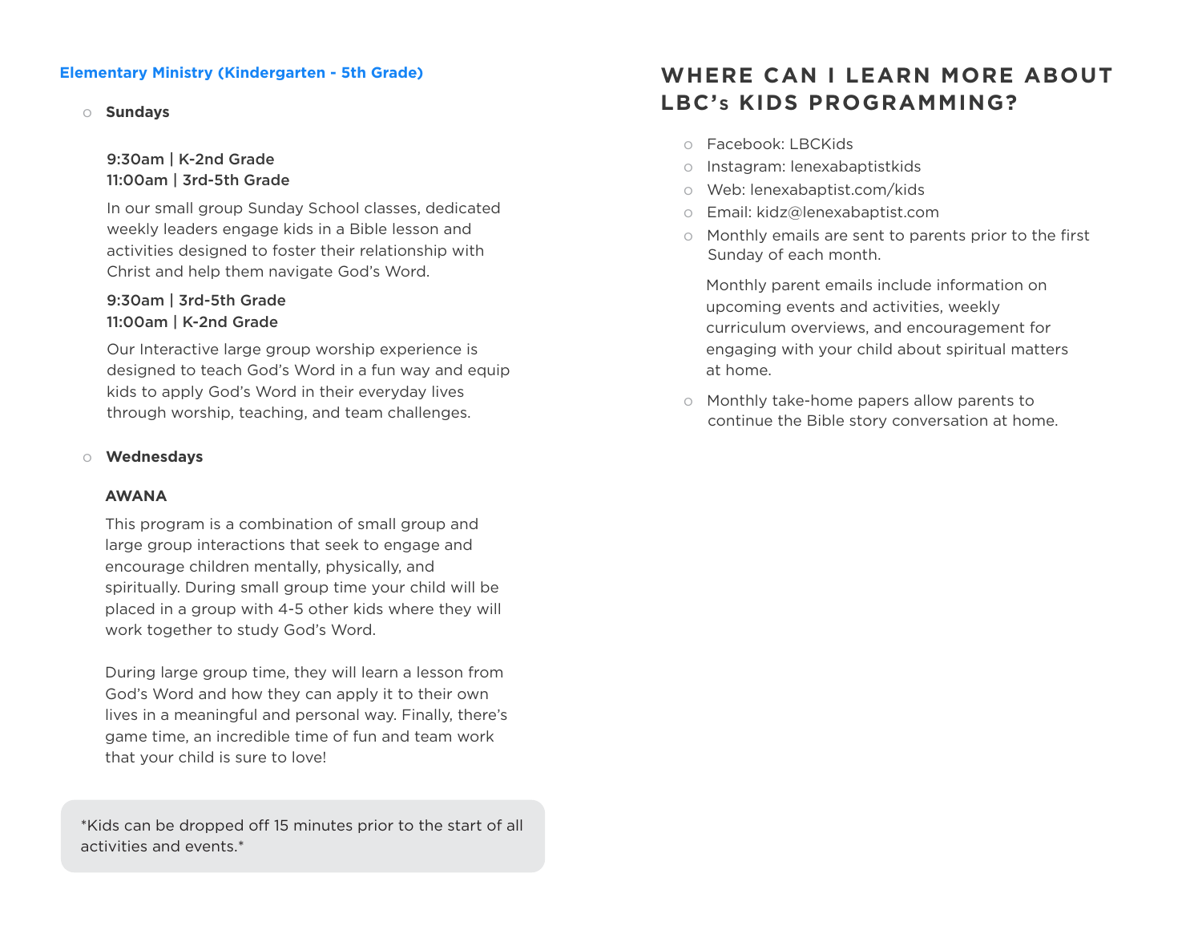### Elementary Ministry (Kindergarten - 5th Grade)

- **Sundays**

  **9:30am | K-2nd Grade**
  **11:00am | 3rd-5th Grade**

  In our small group Sunday School classes, dedicated weekly leaders engage kids in a Bible lesson and activities designed to foster their relationship with Christ and help them navigate God's Word.

  **9:30am | 3rd-5th Grade**
  **11:00am | K-2nd Grade**

  Our Interactive large group worship experience is designed to teach God's Word in a fun way and equip kids to apply God's Word in their everyday lives through worship, teaching, and team challenges.

- **Wednesdays**

  **AWANA**

  This program is a combination of small group and large group interactions that seek to engage and encourage children mentally, physically, and spiritually. During small group time your child will be placed in a group with 4-5 other kids where they will work together to study God's Word.

  During large group time, they will learn a lesson from God's Word and how they can apply it to their own lives in a meaningful and personal way. Finally, there's game time, an incredible time of fun and team work that your child is sure to love!

*Kids can be dropped off 15 minutes prior to the start of all activities and events.*

## WHERE CAN I LEARN MORE ABOUT LBC's KIDS PROGRAMMING?

- Facebook: LBCKids
- Instagram: lenexabaptistkids
- Web: lenexabaptist.com/kids
- Email: kidz@lenexabaptist.com
- Monthly emails are sent to parents prior to the first Sunday of each month.

  Monthly parent emails include information on upcoming events and activities, weekly curriculum overviews, and encouragement for engaging with your child about spiritual matters at home.

- Monthly take-home papers allow parents to continue the Bible story conversation at home.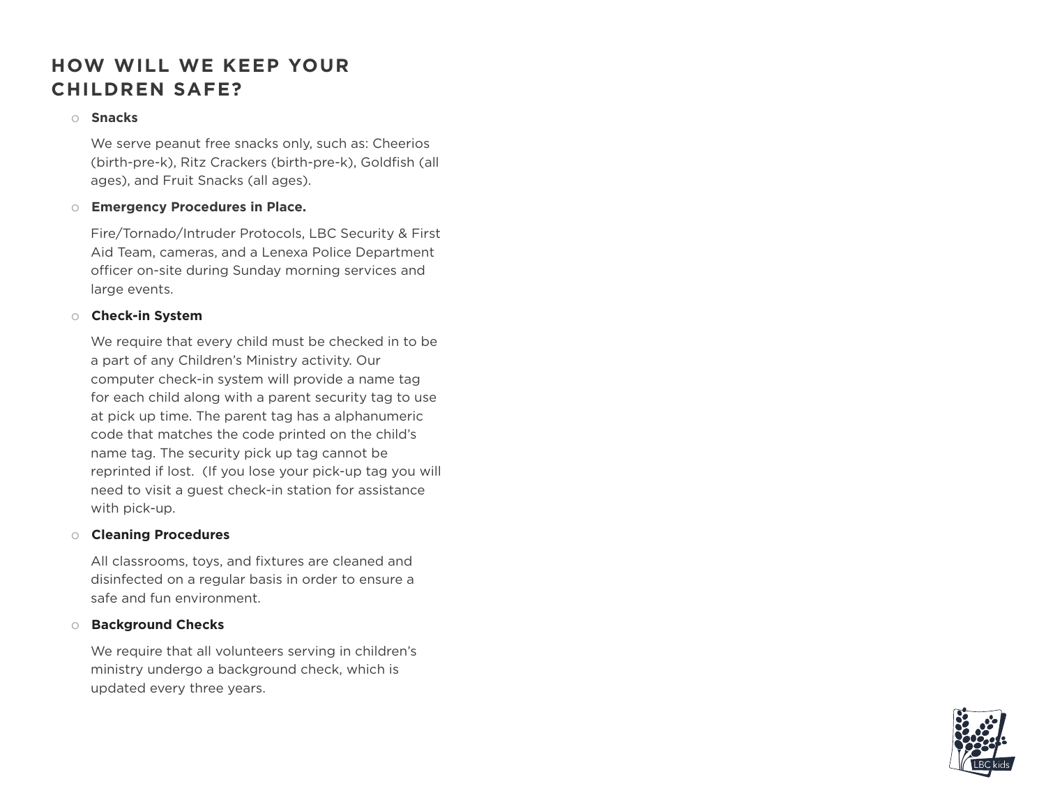## HOW WILL WE KEEP YOUR CHILDREN SAFE?

- **Snacks**

  We serve peanut free snacks only, such as: Cheerios (birth-pre-k), Ritz Crackers (birth-pre-k), Goldfish (all ages), and Fruit Snacks (all ages).

- **Emergency Procedures in Place.**

  Fire/Tornado/Intruder Protocols, LBC Security & First Aid Team, cameras, and a Lenexa Police Department officer on-site during Sunday morning services and large events.

- **Check-in System**

  We require that every child must be checked in to be a part of any Children's Ministry activity. Our computer check-in system will provide a name tag for each child along with a parent security tag to use at pick up time. The parent tag has a alphanumeric code that matches the code printed on the child's name tag. The security pick up tag cannot be reprinted if lost. (If you lose your pick-up tag you will need to visit a guest check-in station for assistance with pick-up.

- **Cleaning Procedures**

  All classrooms, toys, and fixtures are cleaned and disinfected on a regular basis in order to ensure a safe and fun environment.

- **Background Checks**

  We require that all volunteers serving in children's ministry undergo a background check, which is updated every three years.

LBC kids